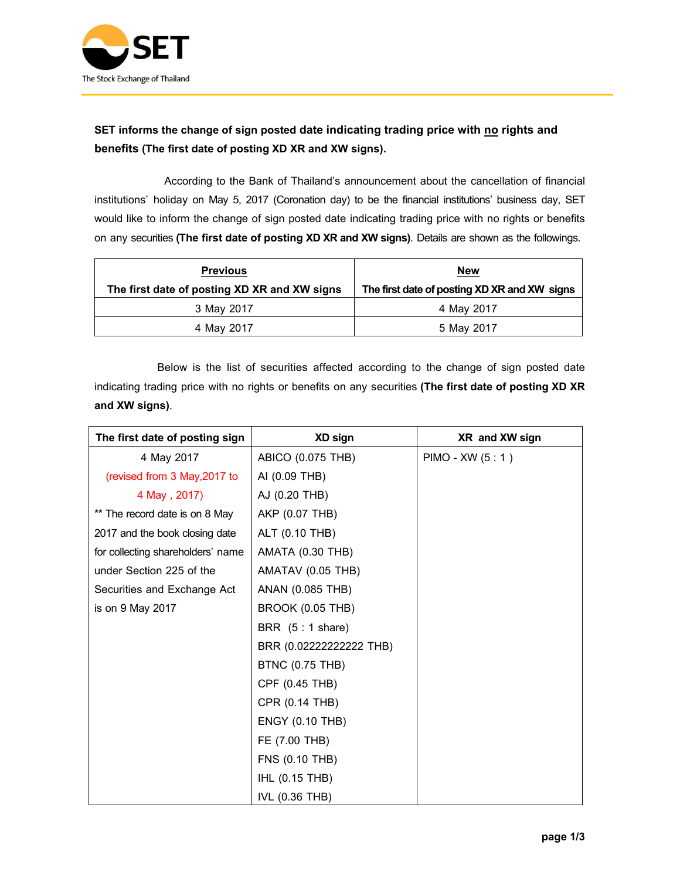**SET informs the change of sign posted date indicating trading price with no rights and benefits (The first date of posting XD XR and XW signs).**

According to the Bank of Thailand's announcement about the cancellation of financial institutions' holiday on May 5, 2017 (Coronation day) to be the financial institutions' business day, SET would like to inform the change of sign posted date indicating trading price with no rights or benefits on any securities **(The first date of posting XD XR and XW signs)**. Details are shown as the followings.

| **Previous**<br>**The first date of posting XD XR and XW signs** | **New**<br>**The first date of posting XD XR and XW signs** |
|---|---|
| 3 May 2017 | 4 May 2017 |
| 4 May 2017 | 5 May 2017 |

Below is the list of securities affected according to the change of sign posted date indicating trading price with no rights or benefits on any securities **(The first date of posting XD XR and XW signs)**.

| The first date of posting sign | XD sign | XR and XW sign |
|---|---|---|
| 4 May 2017<br>(revised from 3 May,2017 to 4 May , 2017)<br>** The record date is on 8 May 2017 and the book closing date for collecting shareholders' name under Section 225 of the Securities and Exchange Act is on 9 May 2017 | ABICO (0.075 THB)<br>AI (0.09 THB)<br>AJ (0.20 THB)<br>AKP (0.07 THB)<br>ALT (0.10 THB)<br>AMATA (0.30 THB)<br>AMATAV (0.05 THB)<br>ANAN (0.085 THB)<br>BROOK (0.05 THB)<br>BRR (5 : 1 share)<br>BRR (0.02222222222 THB)<br>BTNC (0.75 THB)<br>CPF (0.45 THB)<br>CPR (0.14 THB)<br>ENGY (0.10 THB)<br>FE (7.00 THB)<br>FNS (0.10 THB)<br>IHL (0.15 THB)<br>IVL (0.36 THB) | PIMO - XW (5 : 1 ) |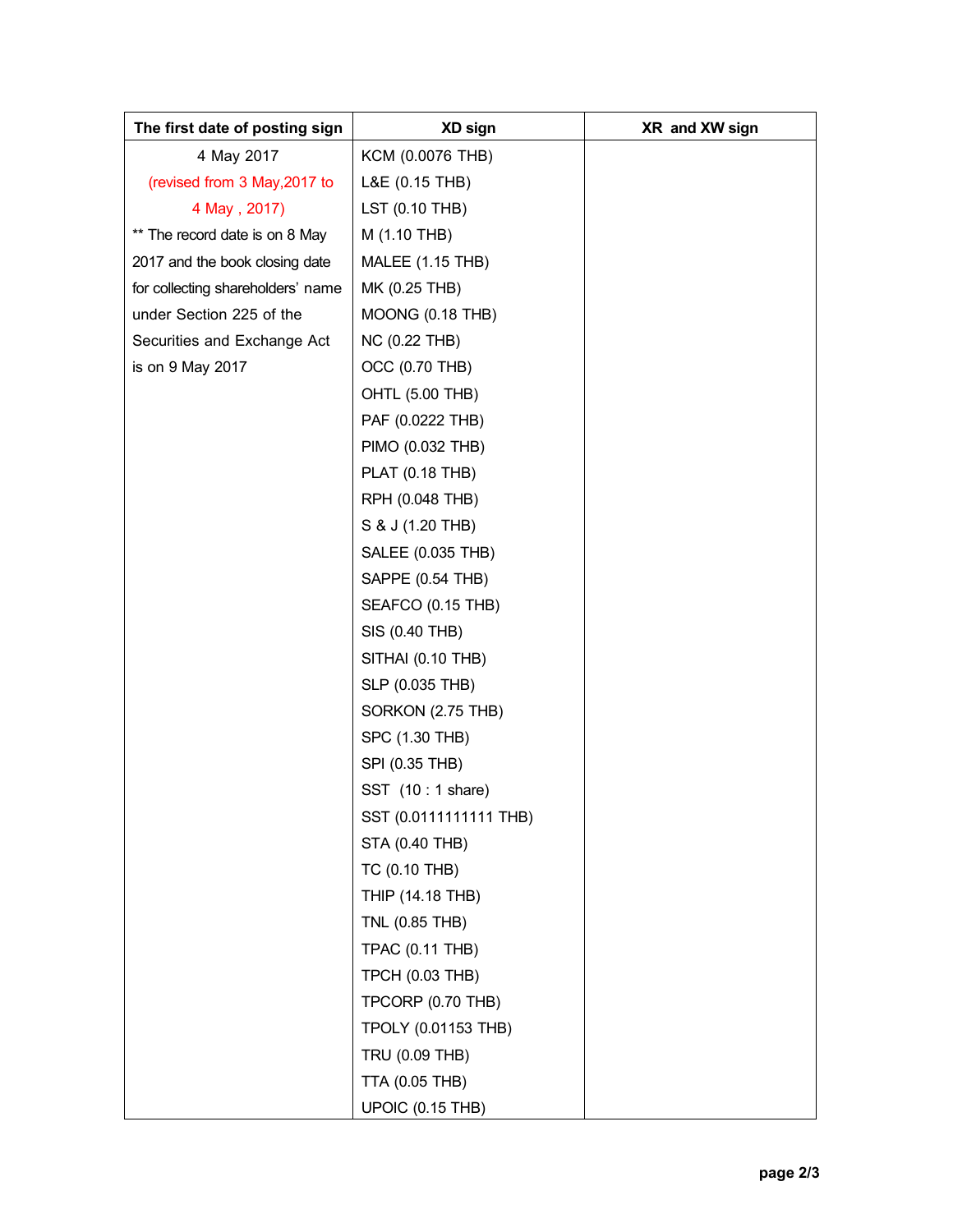| The first date of posting sign | XD sign | XR and XW sign |
|---|---|---|
| 4 May 2017<br>(revised from 3 May,2017 to 4 May , 2017)<br>** The record date is on 8 May 2017 and the book closing date for collecting shareholders' name under Section 225 of the Securities and Exchange Act is on 9 May 2017 | KCM (0.0076 THB)<br>L&E (0.15 THB)<br>LST (0.10 THB)<br>M (1.10 THB)<br>MALEE (1.15 THB)<br>MK (0.25 THB)<br>MOONG (0.18 THB)<br>NC (0.22 THB)<br>OCC (0.70 THB)<br>OHTL (5.00 THB)<br>PAF (0.0222 THB)<br>PIMO (0.032 THB)<br>PLAT (0.18 THB)<br>RPH (0.048 THB)<br>S & J (1.20 THB)<br>SALEE (0.035 THB)<br>SAPPE (0.54 THB)<br>SEAFCO (0.15 THB)<br>SIS (0.40 THB)<br>SITHAI (0.10 THB)<br>SLP (0.035 THB)<br>SORKON (2.75 THB)<br>SPC (1.30 THB)<br>SPI (0.35 THB)<br>SST (10 : 1 share)<br>SST (0.0111111111 THB)<br>STA (0.40 THB)<br>TC (0.10 THB)<br>THIP (14.18 THB)<br>TNL (0.85 THB)<br>TPAC (0.11 THB)<br>TPCH (0.03 THB)<br>TPCORP (0.70 THB)<br>TPOLY (0.01153 THB)<br>TRU (0.09 THB)<br>TTA (0.05 THB)<br>UPOIC (0.15 THB) | |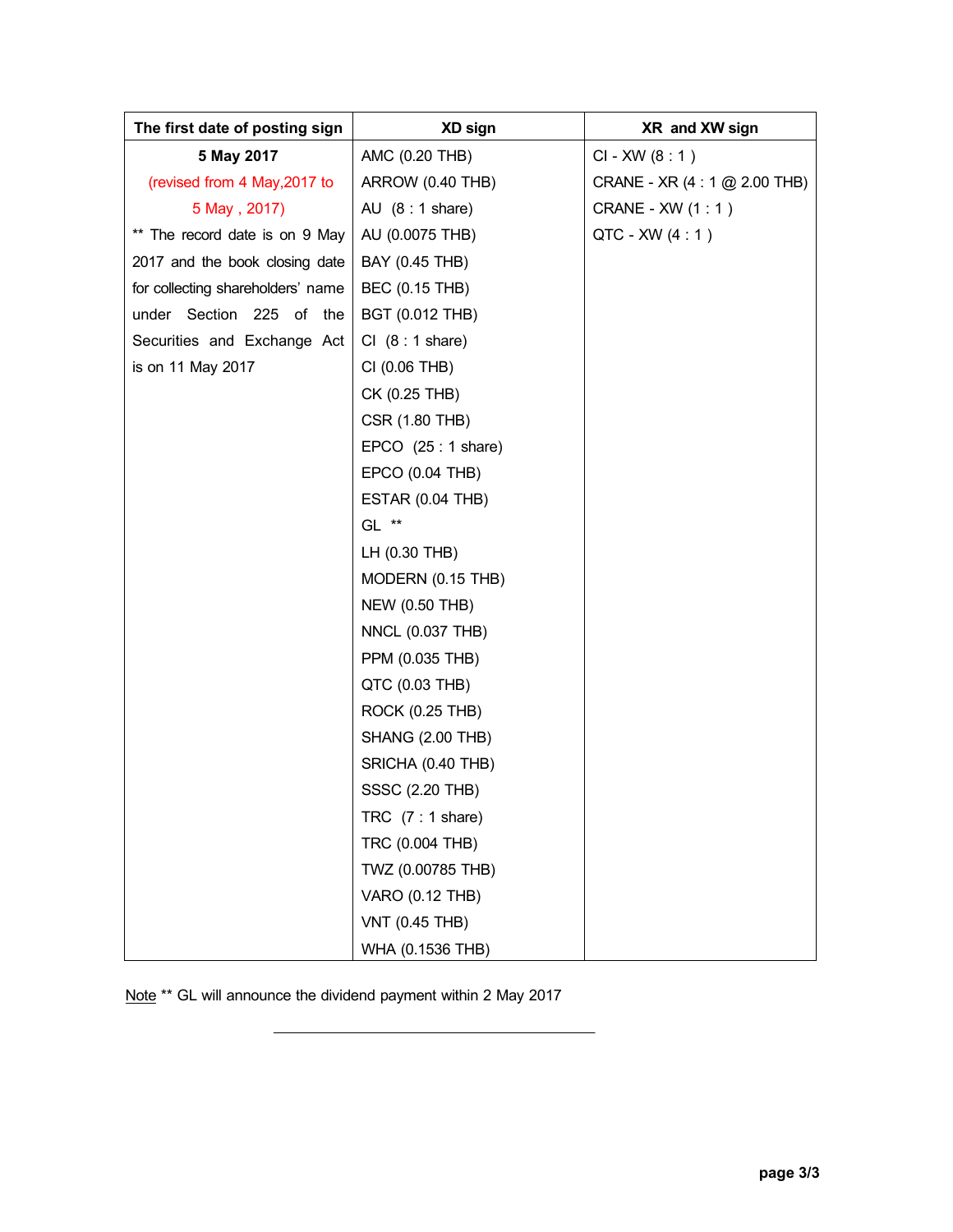| The first date of posting sign | XD sign | XR and XW sign |
|---|---|---|
| **5 May 2017** (revised from 4 May,2017 to 5 May , 2017) ** The record date is on 9 May 2017 and the book closing date for collecting shareholders' name under Section 225 of the Securities and Exchange Act is on 11 May 2017 | AMC (0.20 THB) | CI - XW (8 : 1 ) |
| | ARROW (0.40 THB) | CRANE - XR (4 : 1 @ 2.00 THB) |
| | AU (8 : 1 share) | CRANE - XW (1 : 1 ) |
| | AU (0.0075 THB) | QTC - XW (4 : 1 ) |
| | BAY (0.45 THB) | |
| | BEC (0.15 THB) | |
| | BGT (0.012 THB) | |
| | CI (8 : 1 share) | |
| | CI (0.06 THB) | |
| | CK (0.25 THB) | |
| | CSR (1.80 THB) | |
| | EPCO (25 : 1 share) | |
| | EPCO (0.04 THB) | |
| | ESTAR (0.04 THB) | |
| | GL ** | |
| | LH (0.30 THB) | |
| | MODERN (0.15 THB) | |
| | NEW (0.50 THB) | |
| | NNCL (0.037 THB) | |
| | PPM (0.035 THB) | |
| | QTC (0.03 THB) | |
| | ROCK (0.25 THB) | |
| | SHANG (2.00 THB) | |
| | SRICHA (0.40 THB) | |
| | SSSC (2.20 THB) | |
| | TRC (7 : 1 share) | |
| | TRC (0.004 THB) | |
| | TWZ (0.00785 THB) | |
| | VARO (0.12 THB) | |
| | VNT (0.45 THB) | |
| | WHA (0.1536 THB) | |

Note ** GL will announce the dividend payment within 2 May 2017